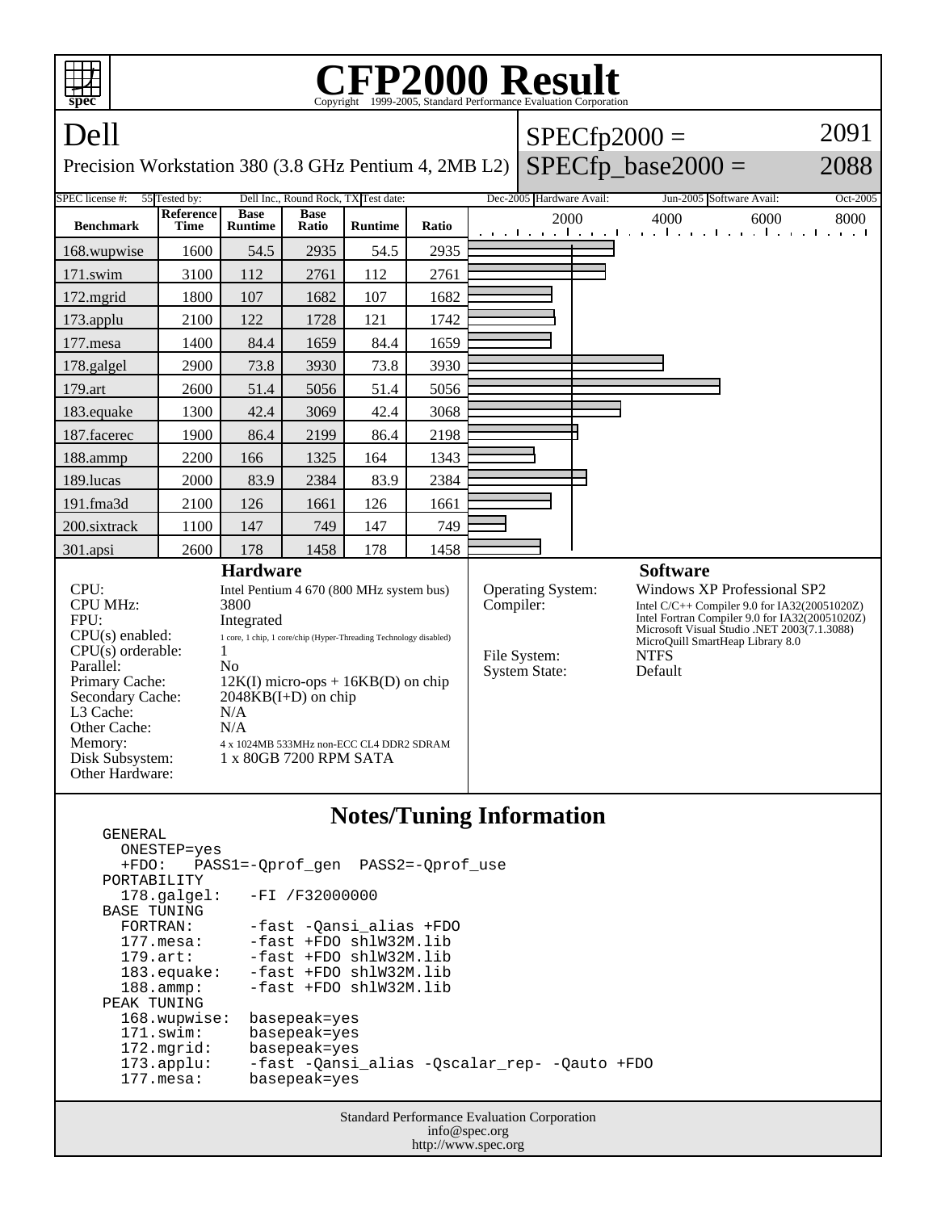# CFP2000 Result

Copyright 1999-2005, Standard Performance Evaluation Corporation

## Dell

Precision Workstation 380 (3.8 GHz Pentium 4, 2MB L2)

SPECfp2000 = 2091

SPECfp_base2000 = 2088

| SPEC license #: | 55 | Tested by: | Dell Inc., Round Rock, TX | Test date: | Dec-2005 | Hardware Avail: | Jun-2005 | Software Avail: | Oct-2005 |
|---|---|---|---|---|---|---|---|---|---|

| Benchmark | Reference Time | Base Runtime | Base Ratio | Runtime | Ratio |
|---|---|---|---|---|---|
| 168.wupwise | 1600 | 54.5 | 2935 | 54.5 | 2935 |
| 171.swim | 3100 | 112 | 2761 | 112 | 2761 |
| 172.mgrid | 1800 | 107 | 1682 | 107 | 1682 |
| 173.applu | 2100 | 122 | 1728 | 121 | 1742 |
| 177.mesa | 1400 | 84.4 | 1659 | 84.4 | 1659 |
| 178.galgel | 2900 | 73.8 | 3930 | 73.8 | 3930 |
| 179.art | 2600 | 51.4 | 5056 | 51.4 | 5056 |
| 183.equake | 1300 | 42.4 | 3069 | 42.4 | 3068 |
| 187.facerec | 1900 | 86.4 | 2199 | 86.4 | 2198 |
| 188.ammp | 2200 | 166 | 1325 | 164 | 1343 |
| 189.lucas | 2000 | 83.9 | 2384 | 83.9 | 2384 |
| 191.fma3d | 2100 | 126 | 1661 | 126 | 1661 |
| 200.sixtrack | 1100 | 147 | 749 | 147 | 749 |
| 301.apsi | 2600 | 178 | 1458 | 178 | 1458 |

### Hardware

| | |
|---|---|
| CPU: | Intel Pentium 4 670 (800 MHz system bus) |
| CPU MHz: | 3800 |
| FPU: | Integrated |
| CPU(s) enabled: | 1 core, 1 chip, 1 core/chip (Hyper-Threading Technology disabled) |
| CPU(s) orderable: | 1 |
| Parallel: | No |
| Primary Cache: | 12K(I) micro-ops + 16KB(D) on chip |
| Secondary Cache: | 2048KB(I+D) on chip |
| L3 Cache: | N/A |
| Other Cache: | N/A |
| Memory: | 4 x 1024MB 533MHz non-ECC CL4 DDR2 SDRAM |
| Disk Subsystem: | 1 x 80GB 7200 RPM SATA |
| Other Hardware: | |

### Software

| | |
|---|---|
| Operating System: | Windows XP Professional SP2 |
| Compiler: | Intel C/C++ Compiler 9.0 for IA32(20051020Z)<br>Intel Fortran Compiler 9.0 for IA32(20051020Z)<br>Microsoft Visual Studio .NET 2003(7.1.3088)<br>MicroQuill SmartHeap Library 8.0 |
| File System: | NTFS |
| System State: | Default |

### Notes/Tuning Information

```
GENERAL
  ONESTEP=yes
  +FDO:   PASS1=-Qprof_gen  PASS2=-Qprof_use
PORTABILITY
  178.galgel:   -FI /F32000000
BASE TUNING
  FORTRAN:      -fast -Qansi_alias +FDO
  177.mesa:     -fast +FDO shlW32M.lib
  179.art:      -fast +FDO shlW32M.lib
  183.equake:   -fast +FDO shlW32M.lib
  188.ammp:     -fast +FDO shlW32M.lib
PEAK TUNING
  168.wupwise:  basepeak=yes
  171.swim:     basepeak=yes
  172.mgrid:    basepeak=yes
  173.applu:    -fast -Qansi_alias -Qscalar_rep- -Qauto +FDO
  177.mesa:     basepeak=yes
```

Standard Performance Evaluation Corporation
info@spec.org
http://www.spec.org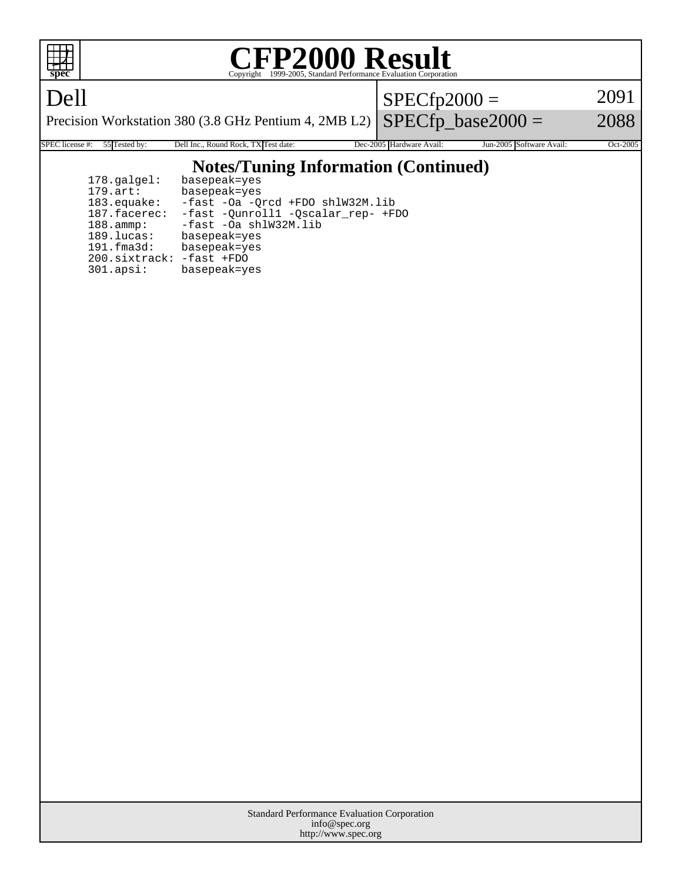# CFP2000 Result

Copyright 1999-2005, Standard Performance Evaluation Corporation

**Dell**

Precision Workstation 380 (3.8 GHz Pentium 4, 2MB L2)

SPECfp2000 = 2091

SPECfp_base2000 = 2088

| SPEC license #: | 55 | Tested by: | Dell Inc., Round Rock, TX | Test date: | Dec-2005 | Hardware Avail: | Jun-2005 | Software Avail: | Oct-2005 |
|---|---|---|---|---|---|---|---|---|---|

## Notes/Tuning Information (Continued)

```
178.galgel:   basepeak=yes
179.art:      basepeak=yes
183.equake:   -fast -Oa -Qrcd +FDO shlW32M.lib
187.facerec:  -fast -Qunroll1 -Qscalar_rep- +FDO
188.ammp:     -fast -Oa shlW32M.lib
189.lucas:    basepeak=yes
191.fma3d:    basepeak=yes
200.sixtrack: -fast +FDO
301.apsi:     basepeak=yes
```

Standard Performance Evaluation Corporation
info@spec.org
http://www.spec.org